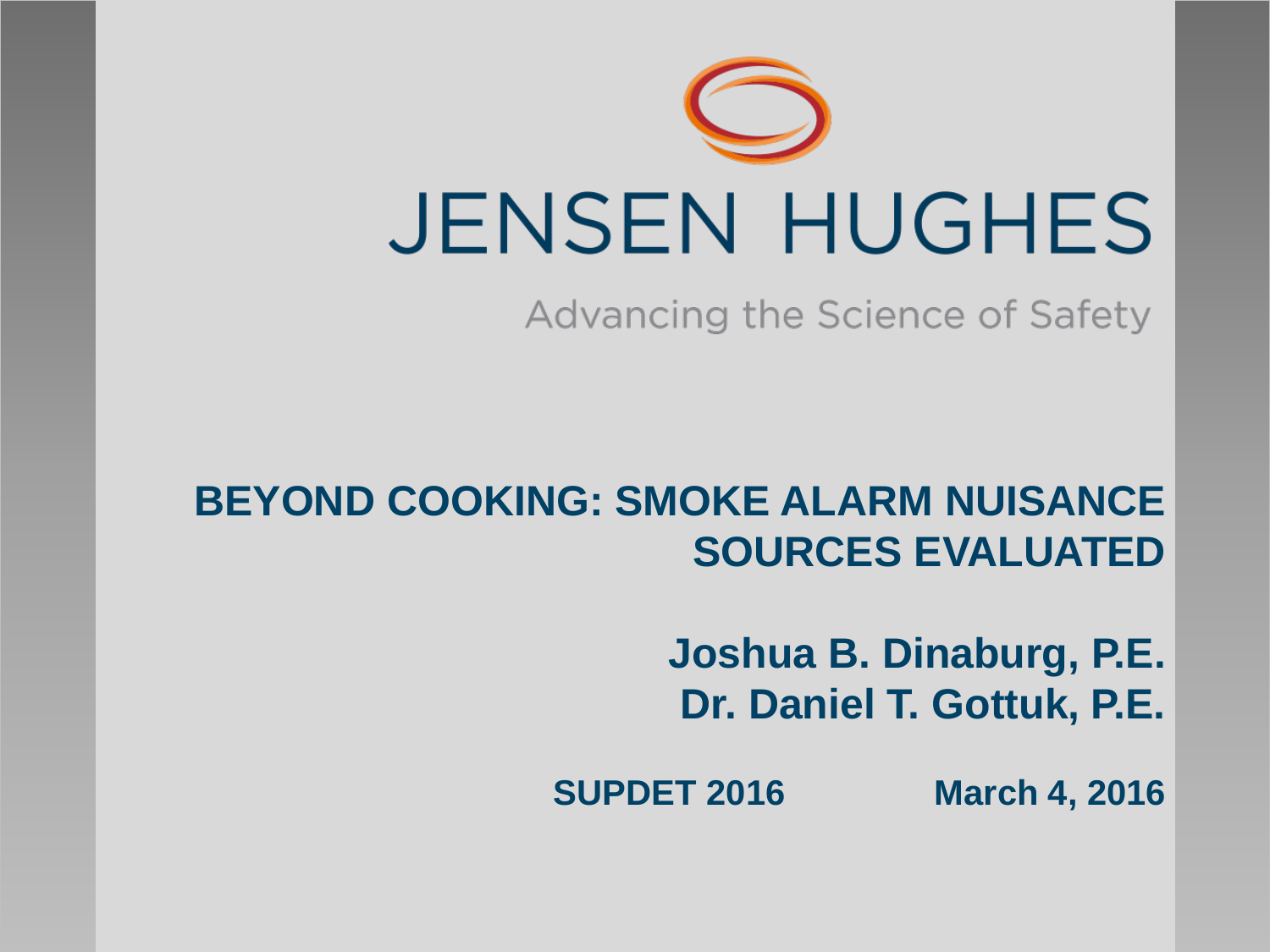JENSEN HUGHES

Advancing the Science of Safety

# BEYOND COOKING: SMOKE ALARM NUISANCE SOURCES EVALUATED

**Joshua B. Dinaburg, P.E.**
**Dr. Daniel T. Gottuk, P.E.**

**SUPDET 2016** **March 4, 2016**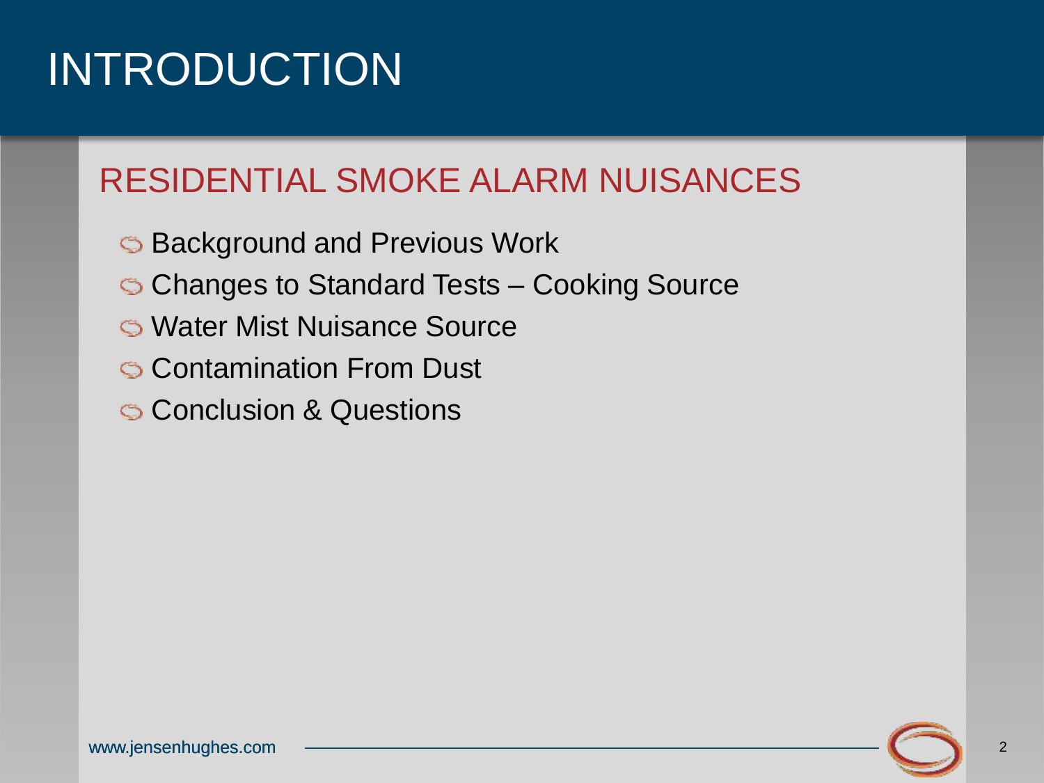# INTRODUCTION

## RESIDENTIAL SMOKE ALARM NUISANCES

- Background and Previous Work
- Changes to Standard Tests – Cooking Source
- Water Mist Nuisance Source
- Contamination From Dust
- Conclusion & Questions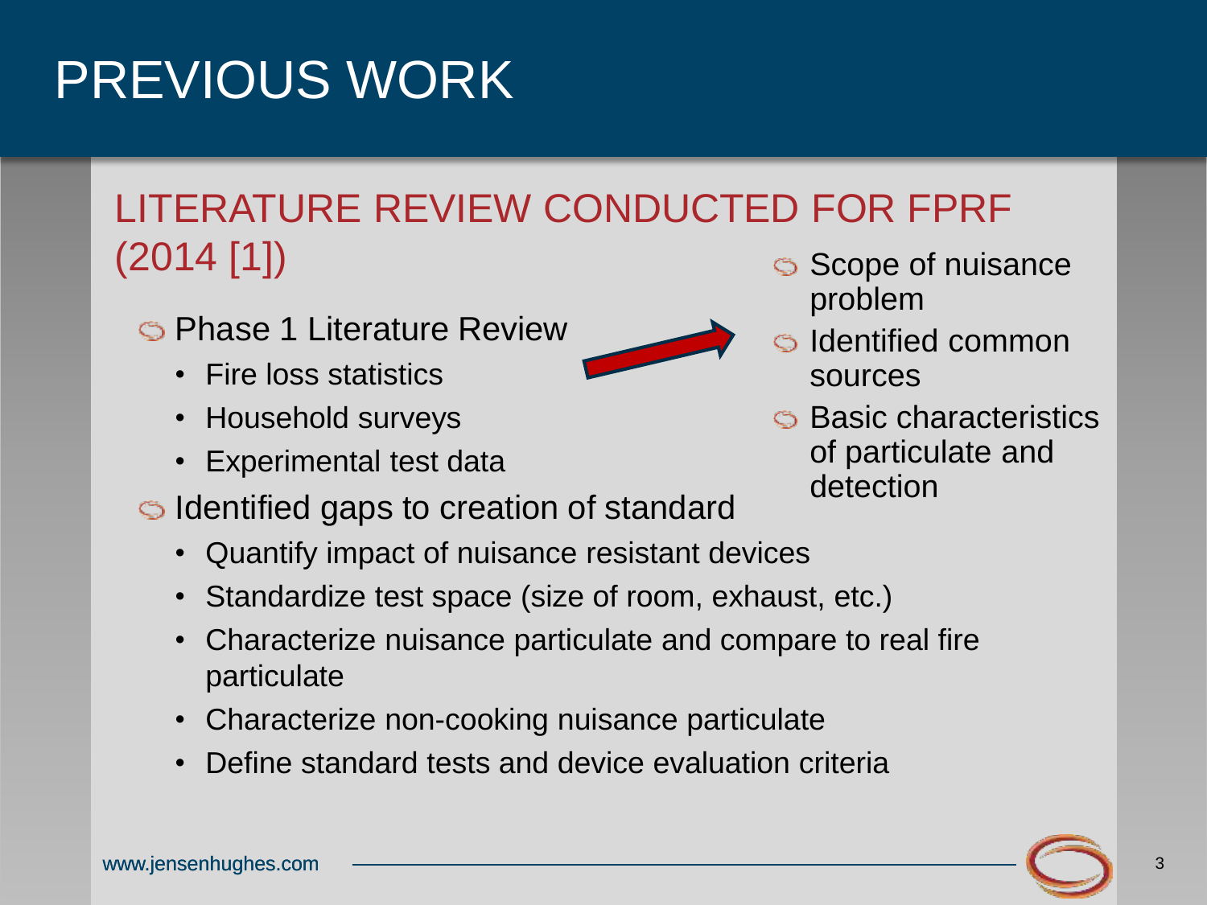# PREVIOUS WORK

## LITERATURE REVIEW CONDUCTED FOR FPRF (2014 [1])

- Phase 1 Literature Review
  - Fire loss statistics
  - Household surveys
  - Experimental test data
- Identified gaps to creation of standard
  - Quantify impact of nuisance resistant devices
  - Standardize test space (size of room, exhaust, etc.)
  - Characterize nuisance particulate and compare to real fire particulate
  - Characterize non-cooking nuisance particulate
  - Define standard tests and device evaluation criteria

- Scope of nuisance problem
- Identified common sources
- Basic characteristics of particulate and detection

www.jensenhughes.com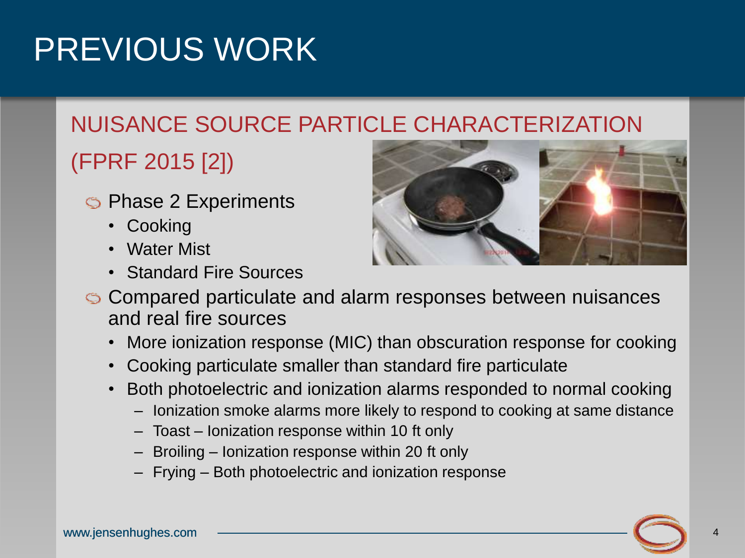# PREVIOUS WORK

## NUISANCE SOURCE PARTICLE CHARACTERIZATION (FPRF 2015 [2])

- Phase 2 Experiments
  - Cooking
  - Water Mist
  - Standard Fire Sources
- Compared particulate and alarm responses between nuisances and real fire sources
  - More ionization response (MIC) than obscuration response for cooking
  - Cooking particulate smaller than standard fire particulate
  - Both photoelectric and ionization alarms responded to normal cooking
    - Ionization smoke alarms more likely to respond to cooking at same distance
    - Toast – Ionization response within 10 ft only
    - Broiling – Ionization response within 20 ft only
    - Frying – Both photoelectric and ionization response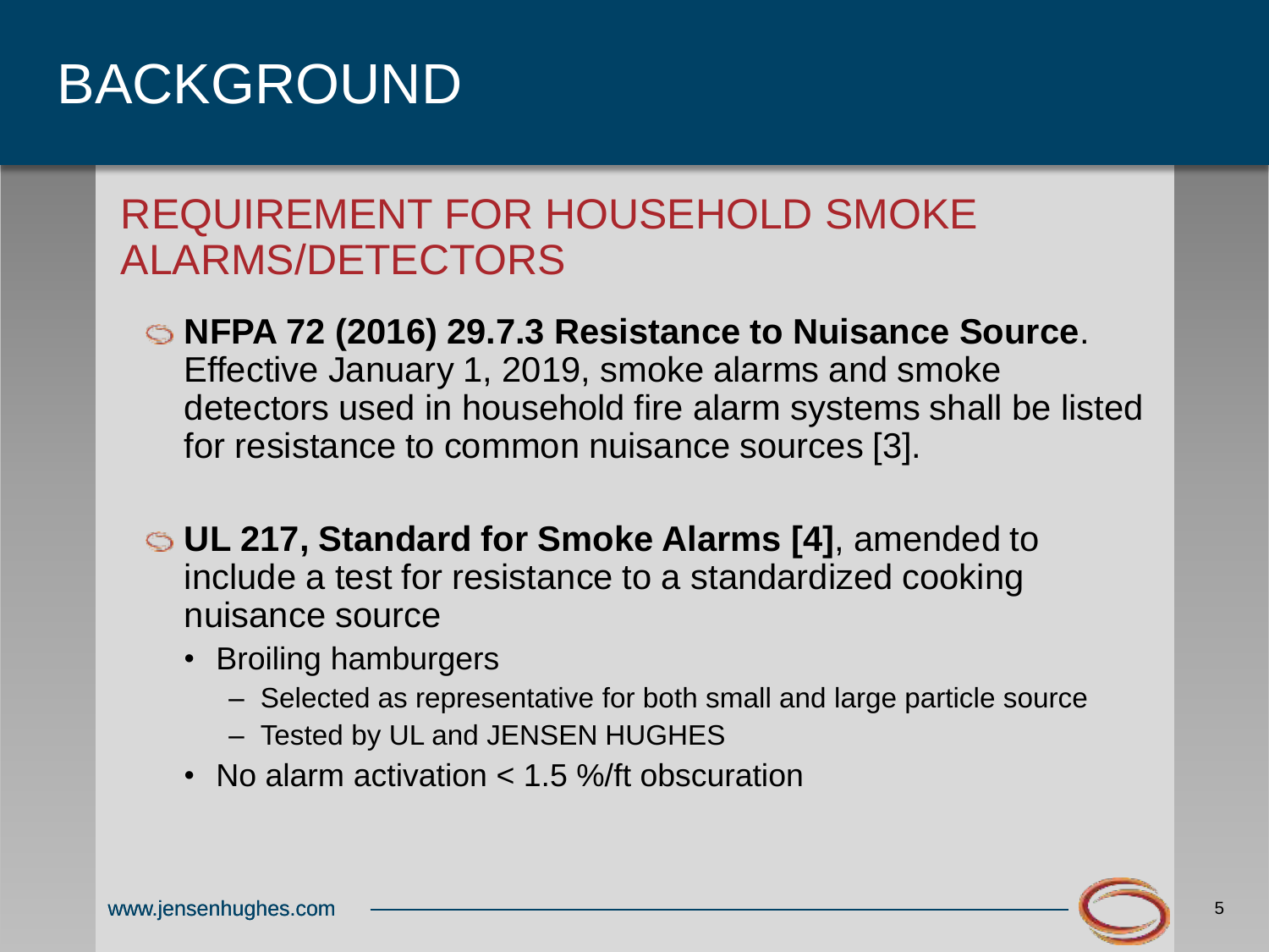# BACKGROUND

## REQUIREMENT FOR HOUSEHOLD SMOKE ALARMS/DETECTORS

- **NFPA 72 (2016) 29.7.3 Resistance to Nuisance Source**. Effective January 1, 2019, smoke alarms and smoke detectors used in household fire alarm systems shall be listed for resistance to common nuisance sources [3].

- **UL 217, Standard for Smoke Alarms [4]**, amended to include a test for resistance to a standardized cooking nuisance source
  - Broiling hamburgers
    - Selected as representative for both small and large particle source
    - Tested by UL and JENSEN HUGHES
  - No alarm activation < 1.5 %/ft obscuration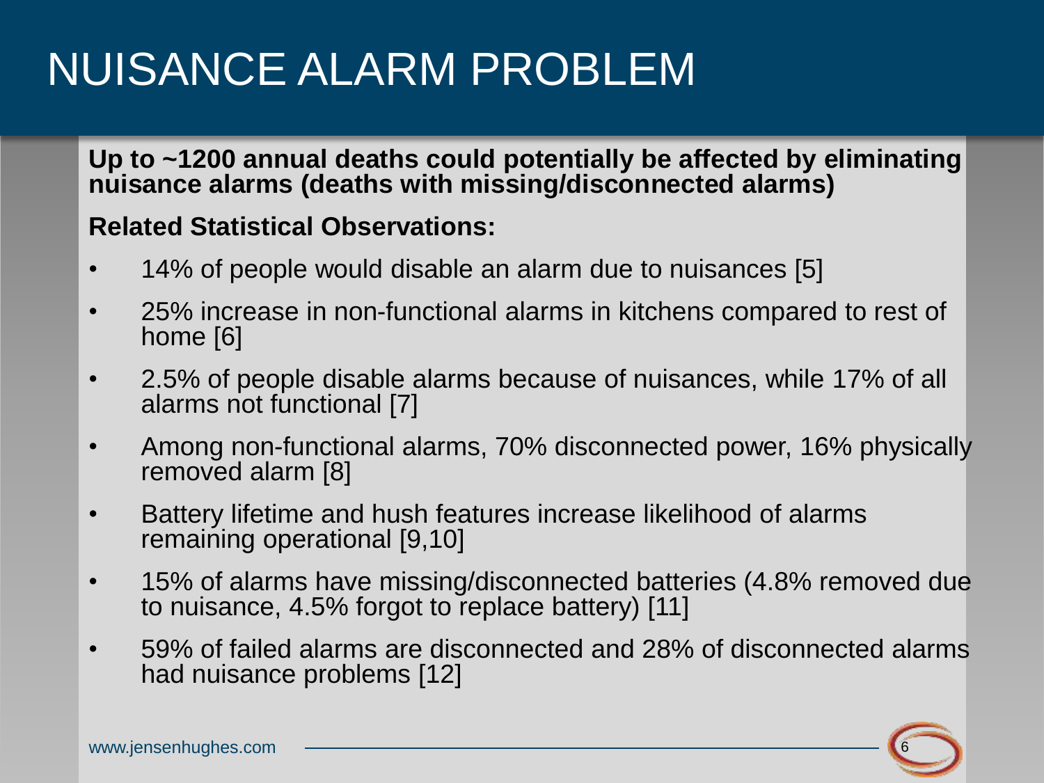# NUISANCE ALARM PROBLEM

**Up to ~1200 annual deaths could potentially be affected by eliminating nuisance alarms (deaths with missing/disconnected alarms)**

**Related Statistical Observations:**

- 14% of people would disable an alarm due to nuisances [5]
- 25% increase in non-functional alarms in kitchens compared to rest of home [6]
- 2.5% of people disable alarms because of nuisances, while 17% of all alarms not functional [7]
- Among non-functional alarms, 70% disconnected power, 16% physically removed alarm [8]
- Battery lifetime and hush features increase likelihood of alarms remaining operational [9,10]
- 15% of alarms have missing/disconnected batteries (4.8% removed due to nuisance, 4.5% forgot to replace battery) [11]
- 59% of failed alarms are disconnected and 28% of disconnected alarms had nuisance problems [12]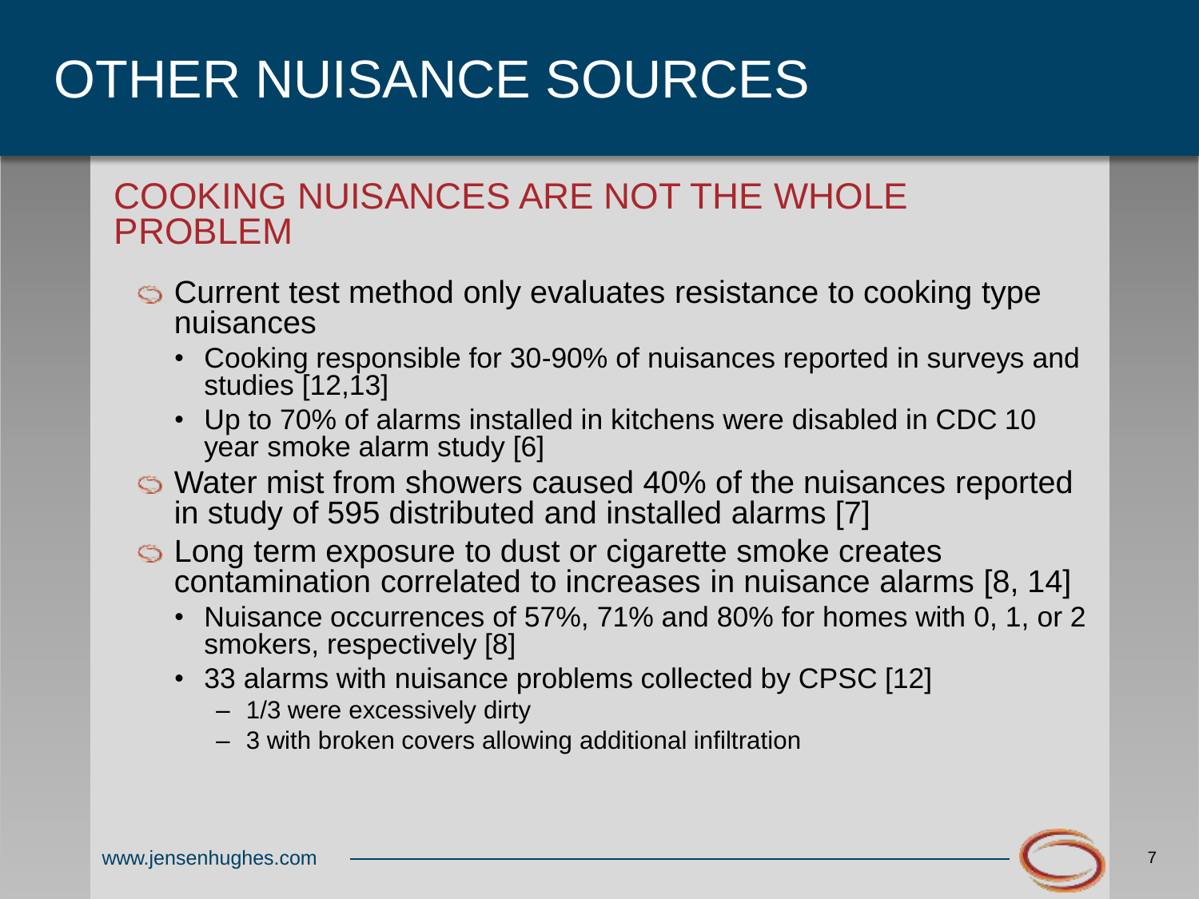# OTHER NUISANCE SOURCES

## COOKING NUISANCES ARE NOT THE WHOLE PROBLEM

- Current test method only evaluates resistance to cooking type nuisances
  - Cooking responsible for 30-90% of nuisances reported in surveys and studies [12,13]
  - Up to 70% of alarms installed in kitchens were disabled in CDC 10 year smoke alarm study [6]
- Water mist from showers caused 40% of the nuisances reported in study of 595 distributed and installed alarms [7]
- Long term exposure to dust or cigarette smoke creates contamination correlated to increases in nuisance alarms [8, 14]
  - Nuisance occurrences of 57%, 71% and 80% for homes with 0, 1, or 2 smokers, respectively [8]
  - 33 alarms with nuisance problems collected by CPSC [12]
    - 1/3 were excessively dirty
    - 3 with broken covers allowing additional infiltration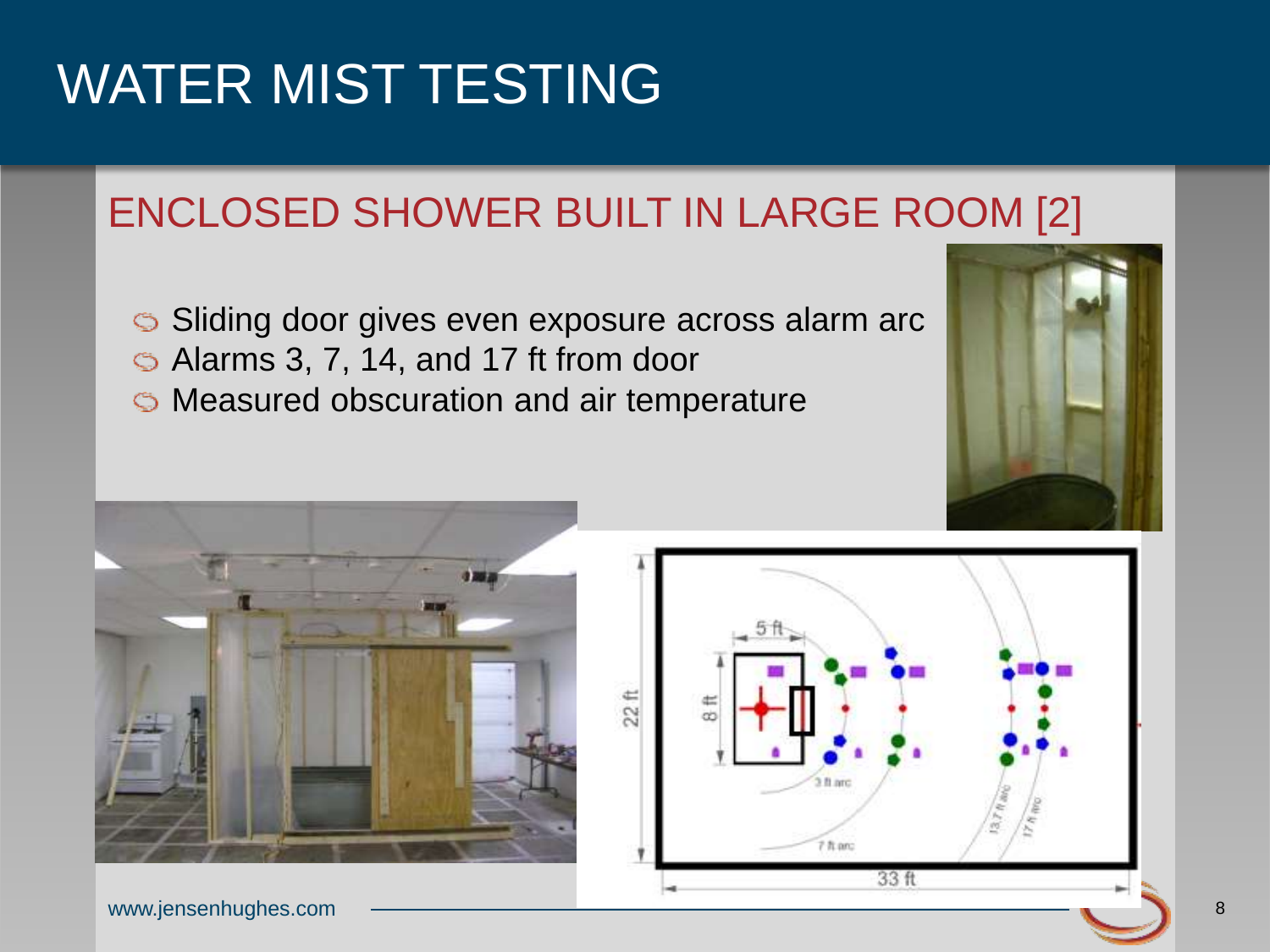# WATER MIST TESTING

## ENCLOSED SHOWER BUILT IN LARGE ROOM [2]

- Sliding door gives even exposure across alarm arc
- Alarms 3, 7, 14, and 17 ft from door
- Measured obscuration and air temperature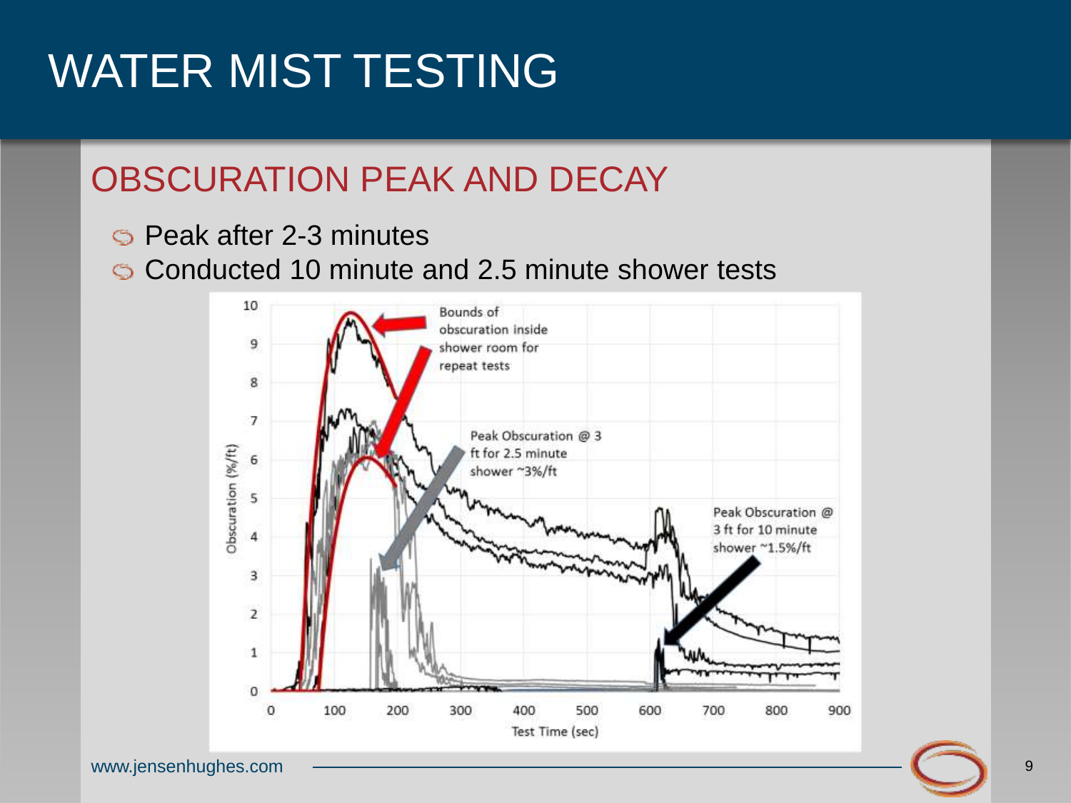# WATER MIST TESTING

## OBSCURATION PEAK AND DECAY

- Peak after 2-3 minutes
- Conducted 10 minute and 2.5 minute shower tests

Bounds of obscuration inside shower room for repeat tests

Peak Obscuration @ 3 ft for 2.5 minute shower ~3%/ft

Peak Obscuration @ 3 ft for 10 minute shower ~1.5%/ft

Obscuration (%/ft)

Test Time (sec)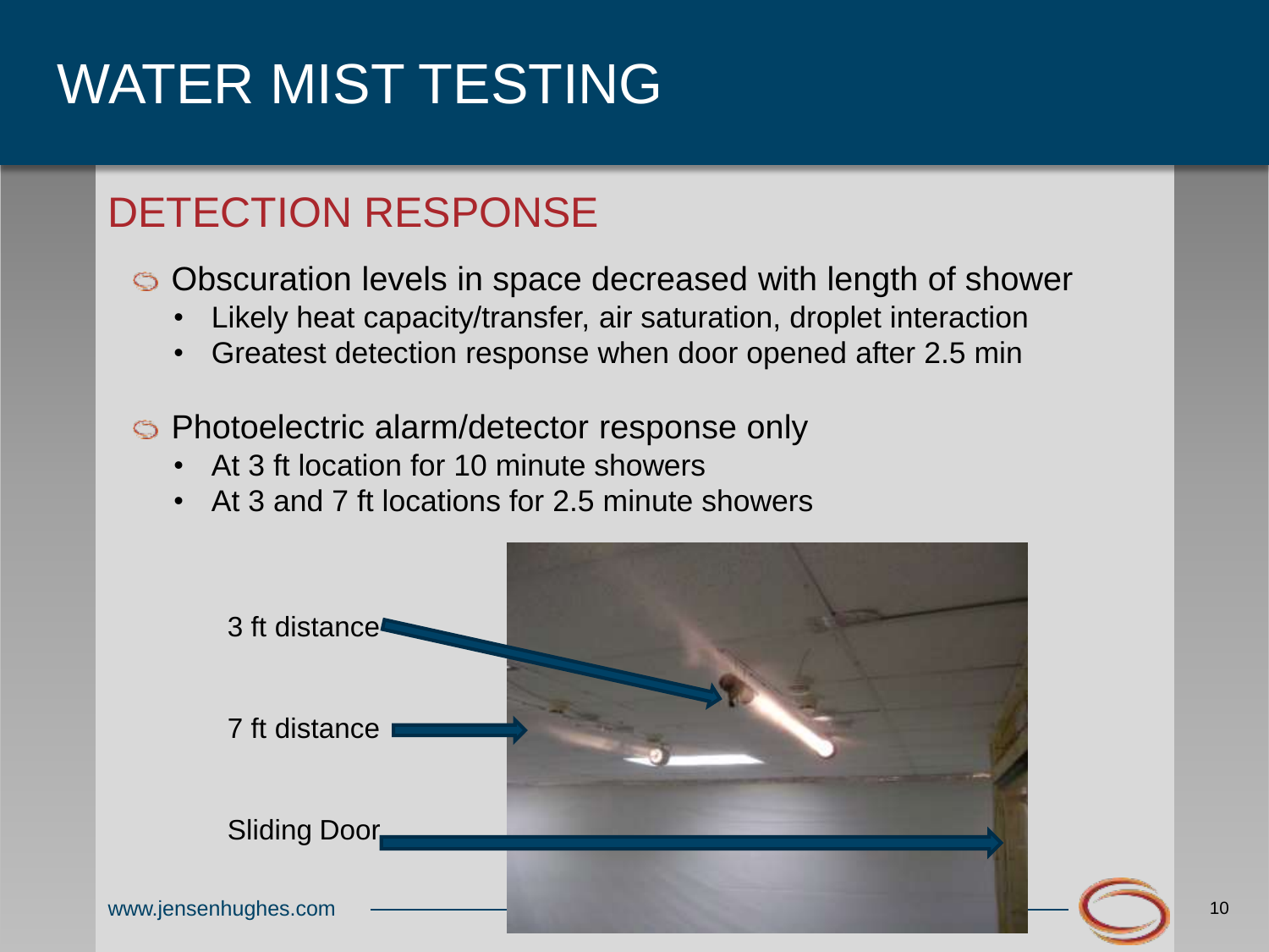# WATER MIST TESTING

## DETECTION RESPONSE

- Obscuration levels in space decreased with length of shower
  - Likely heat capacity/transfer, air saturation, droplet interaction
  - Greatest detection response when door opened after 2.5 min
- Photoelectric alarm/detector response only
  - At 3 ft location for 10 minute showers
  - At 3 and 7 ft locations for 2.5 minute showers

3 ft distance

7 ft distance

Sliding Door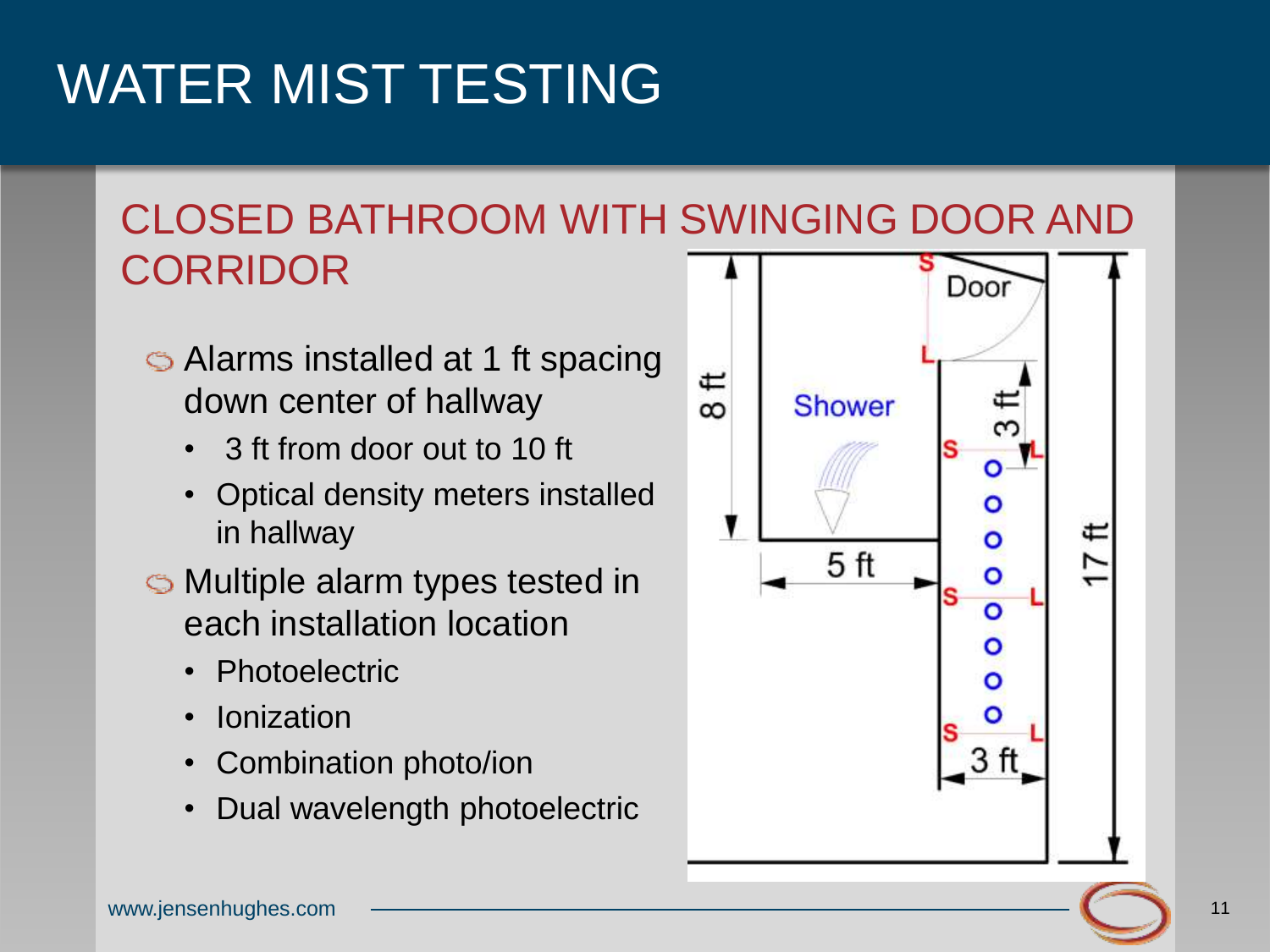# WATER MIST TESTING

## CLOSED BATHROOM WITH SWINGING DOOR AND CORRIDOR

- Alarms installed at 1 ft spacing down center of hallway
  - 3 ft from door out to 10 ft
  - Optical density meters installed in hallway
- Multiple alarm types tested in each installation location
  - Photoelectric
  - Ionization
  - Combination photo/ion
  - Dual wavelength photoelectric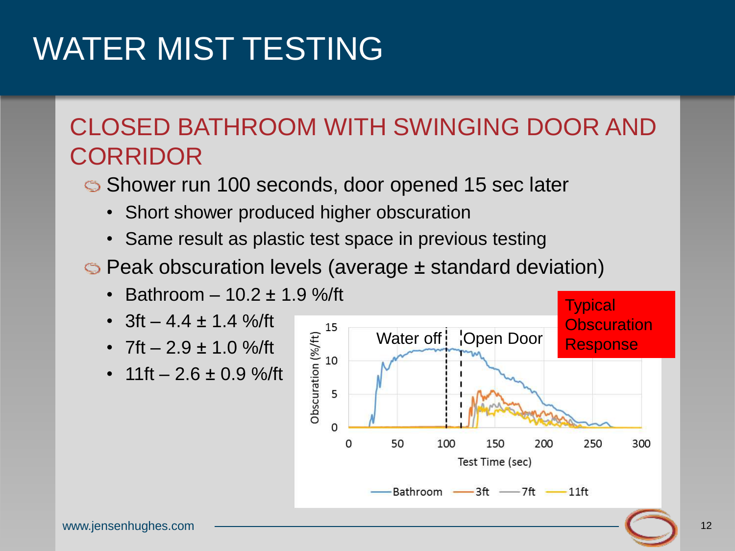# WATER MIST TESTING

## CLOSED BATHROOM WITH SWINGING DOOR AND CORRIDOR

- Shower run 100 seconds, door opened 15 sec later
  - Short shower produced higher obscuration
  - Same result as plastic test space in previous testing
- Peak obscuration levels (average ± standard deviation)
  - Bathroom – 10.2 ± 1.9 %/ft
  - 3ft – 4.4 ± 1.4 %/ft
  - 7ft – 2.9 ± 1.0 %/ft
  - 11ft – 2.6 ± 0.9 %/ft

Typical Obscuration Response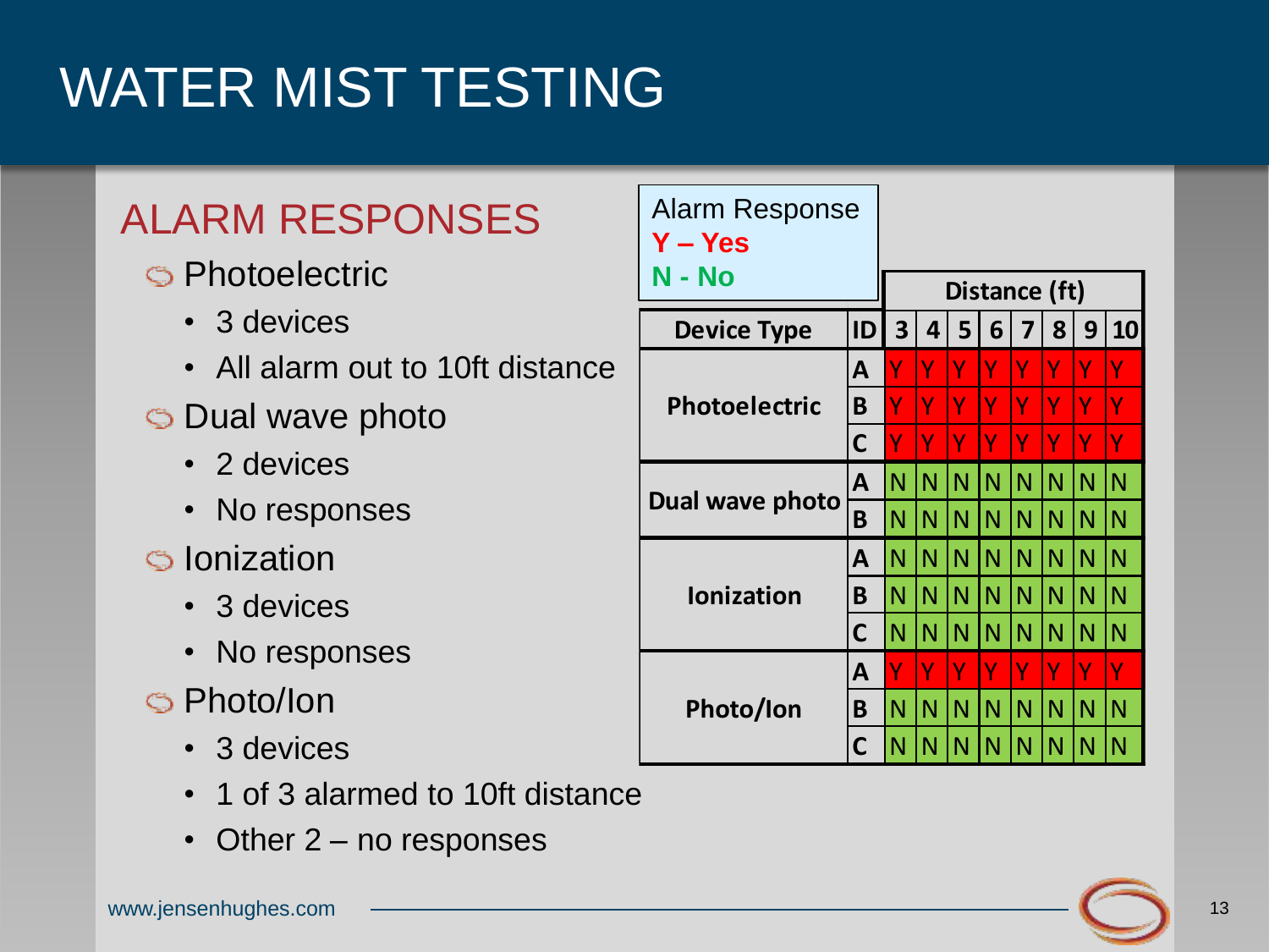# WATER MIST TESTING

## ALARM RESPONSES

- Photoelectric
  - 3 devices
  - All alarm out to 10ft distance
- Dual wave photo
  - 2 devices
  - No responses
- Ionization
  - 3 devices
  - No responses
- Photo/Ion
  - 3 devices
  - 1 of 3 alarmed to 10ft distance
  - Other 2 – no responses

Alarm Response
**Y – Yes**
**N - No**

| Device Type | ID | Distance (ft) | | | | | | | |
|---|---|---|---|---|---|---|---|---|---|
| | | 3 | 4 | 5 | 6 | 7 | 8 | 9 | 10 |
| Photoelectric | A | Y | Y | Y | Y | Y | Y | Y | Y |
| | B | Y | Y | Y | Y | Y | Y | Y | Y |
| | C | Y | Y | Y | Y | Y | Y | Y | Y |
| Dual wave photo | A | N | N | N | N | N | N | N | N |
| | B | N | N | N | N | N | N | N | N |
| Ionization | A | N | N | N | N | N | N | N | N |
| | B | N | N | N | N | N | N | N | N |
| | C | N | N | N | N | N | N | N | N |
| Photo/Ion | A | Y | Y | Y | Y | Y | Y | Y | Y |
| | B | N | N | N | N | N | N | N | N |
| | C | N | N | N | N | N | N | N | N |

www.jensenhughes.com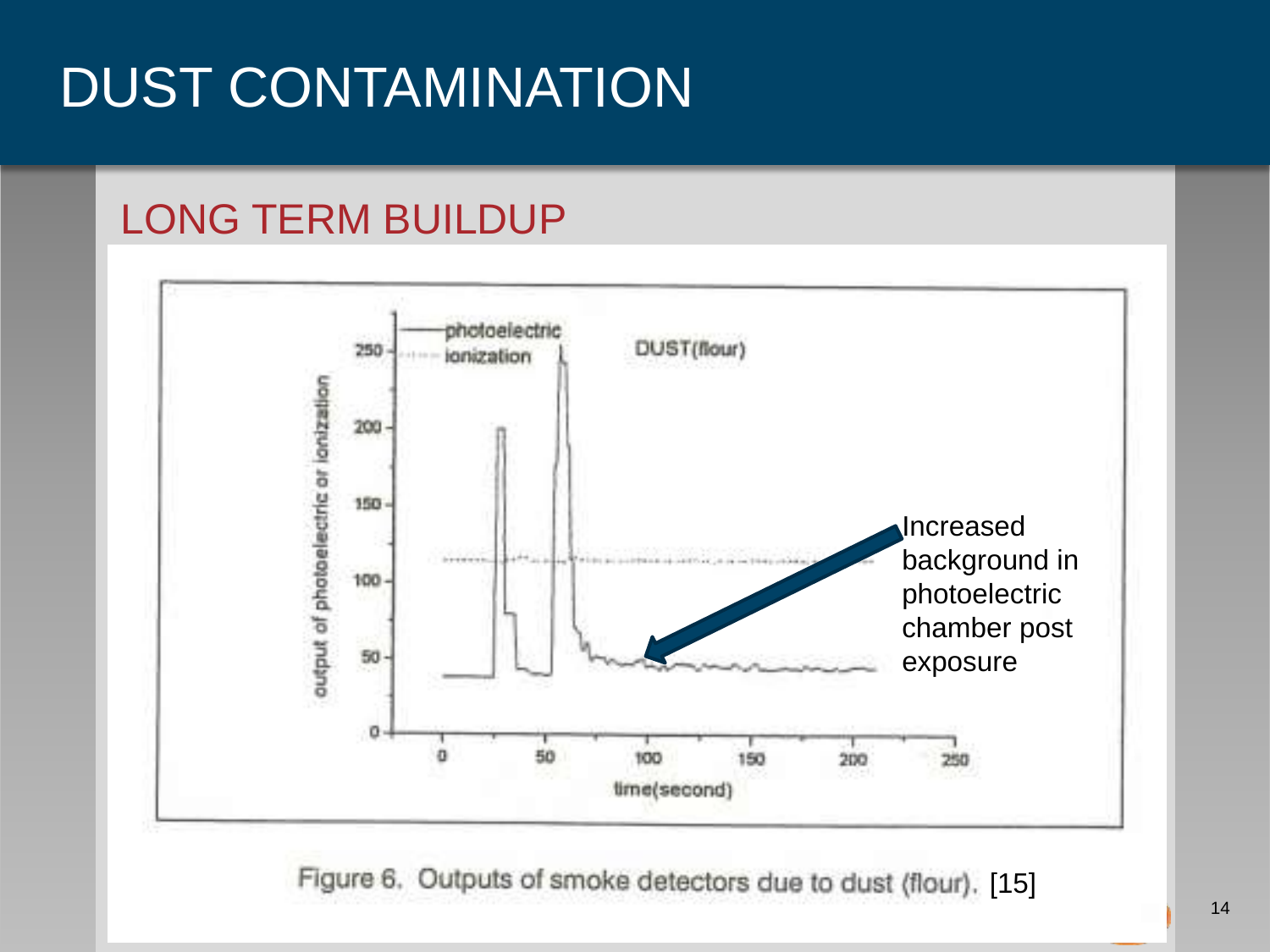# DUST CONTAMINATION

## LONG TERM BUILDUP

Increased background in photoelectric chamber post exposure

Figure 6. Outputs of smoke detectors due to dust (flour). [15]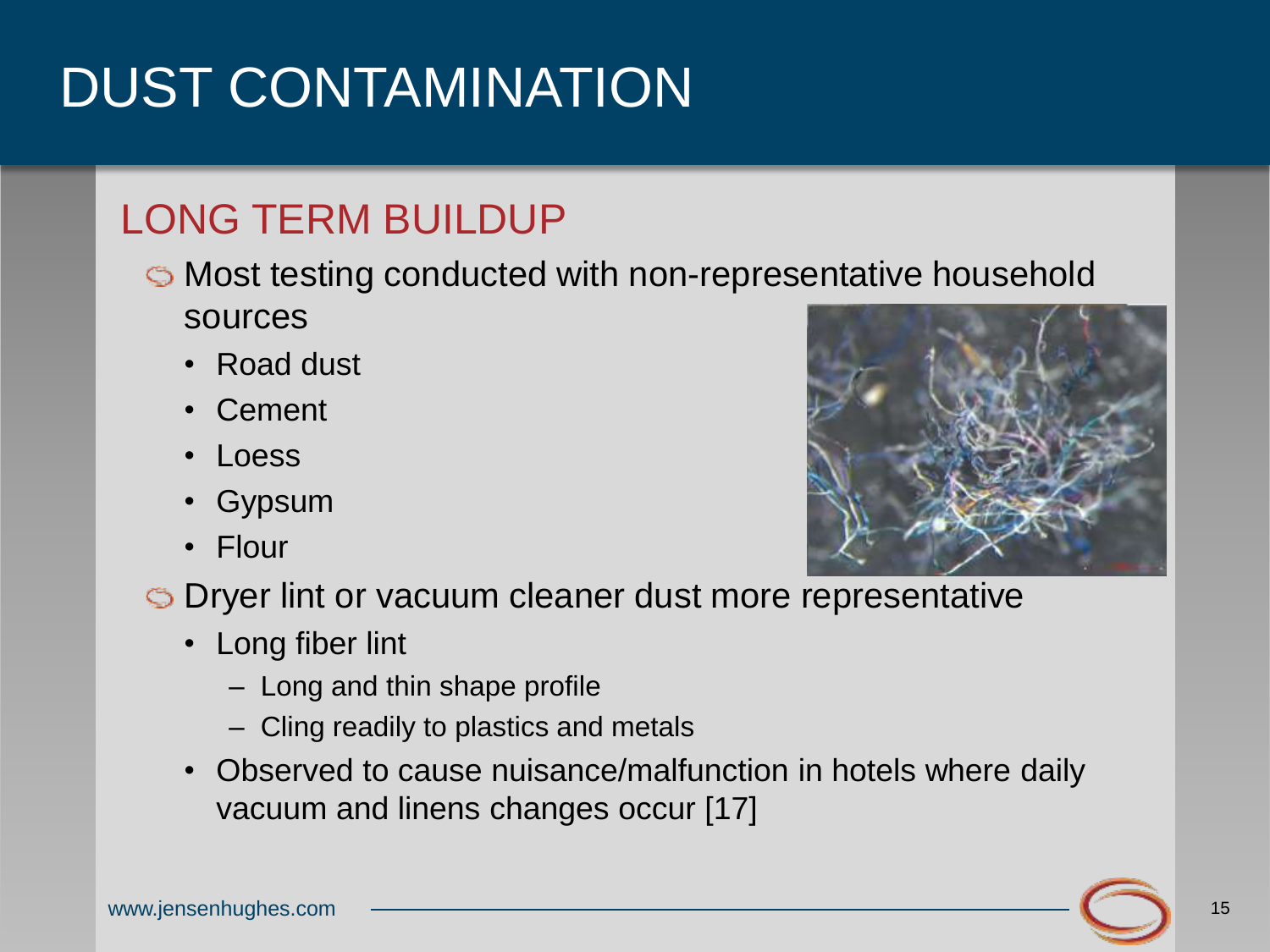# DUST CONTAMINATION

## LONG TERM BUILDUP

- Most testing conducted with non-representative household sources
  - Road dust
  - Cement
  - Loess
  - Gypsum
  - Flour
- Dryer lint or vacuum cleaner dust more representative
  - Long fiber lint
    - Long and thin shape profile
    - Cling readily to plastics and metals
  - Observed to cause nuisance/malfunction in hotels where daily vacuum and linens changes occur [17]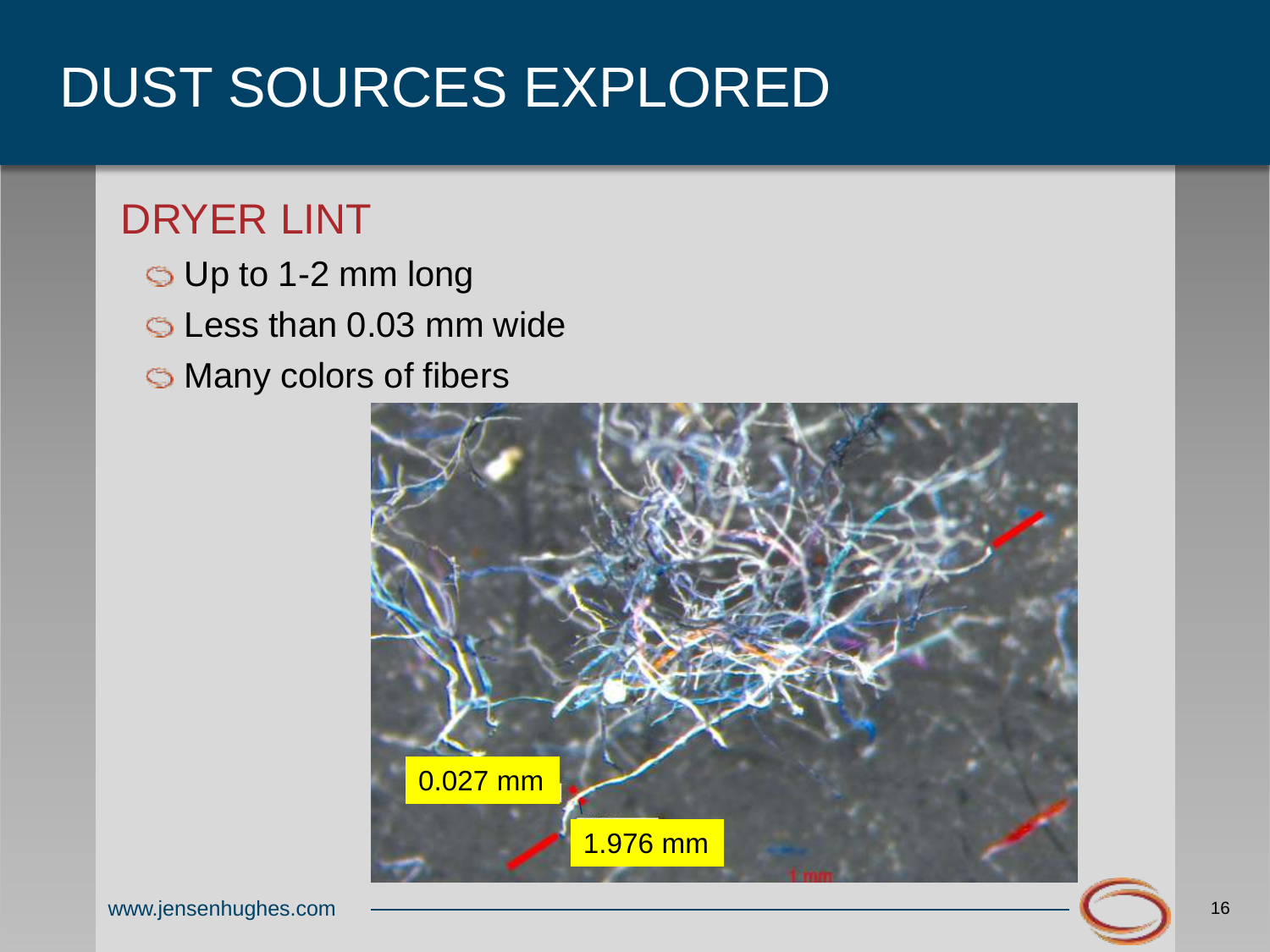# DUST SOURCES EXPLORED

## DRYER LINT

- Up to 1-2 mm long
- Less than 0.03 mm wide
- Many colors of fibers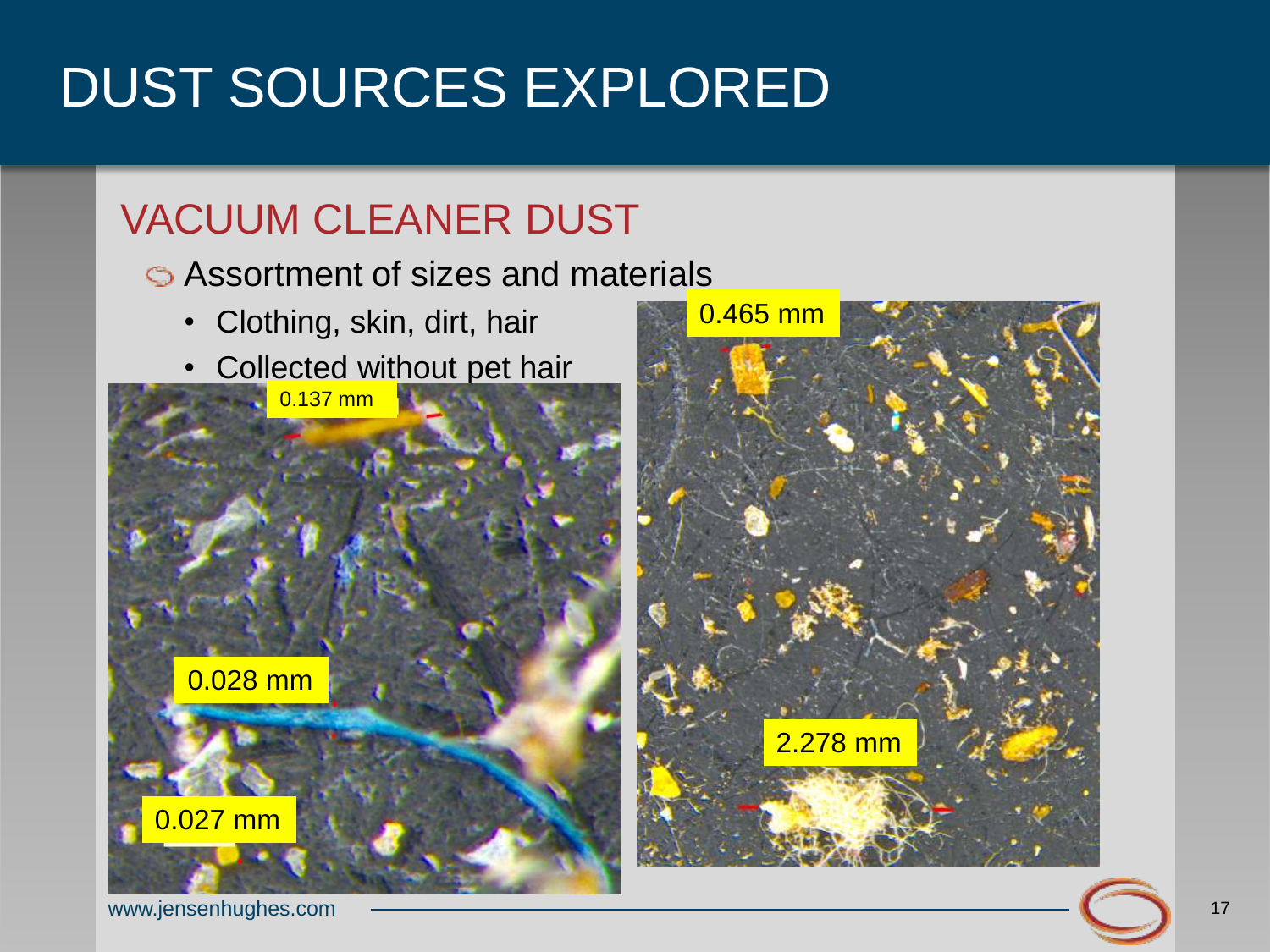# DUST SOURCES EXPLORED

## VACUUM CLEANER DUST

- Assortment of sizes and materials
  - Clothing, skin, dirt, hair
  - Collected without pet hair

0.137 mm

0.028 mm

0.027 mm

0.465 mm

2.278 mm

www.jensenhughes.com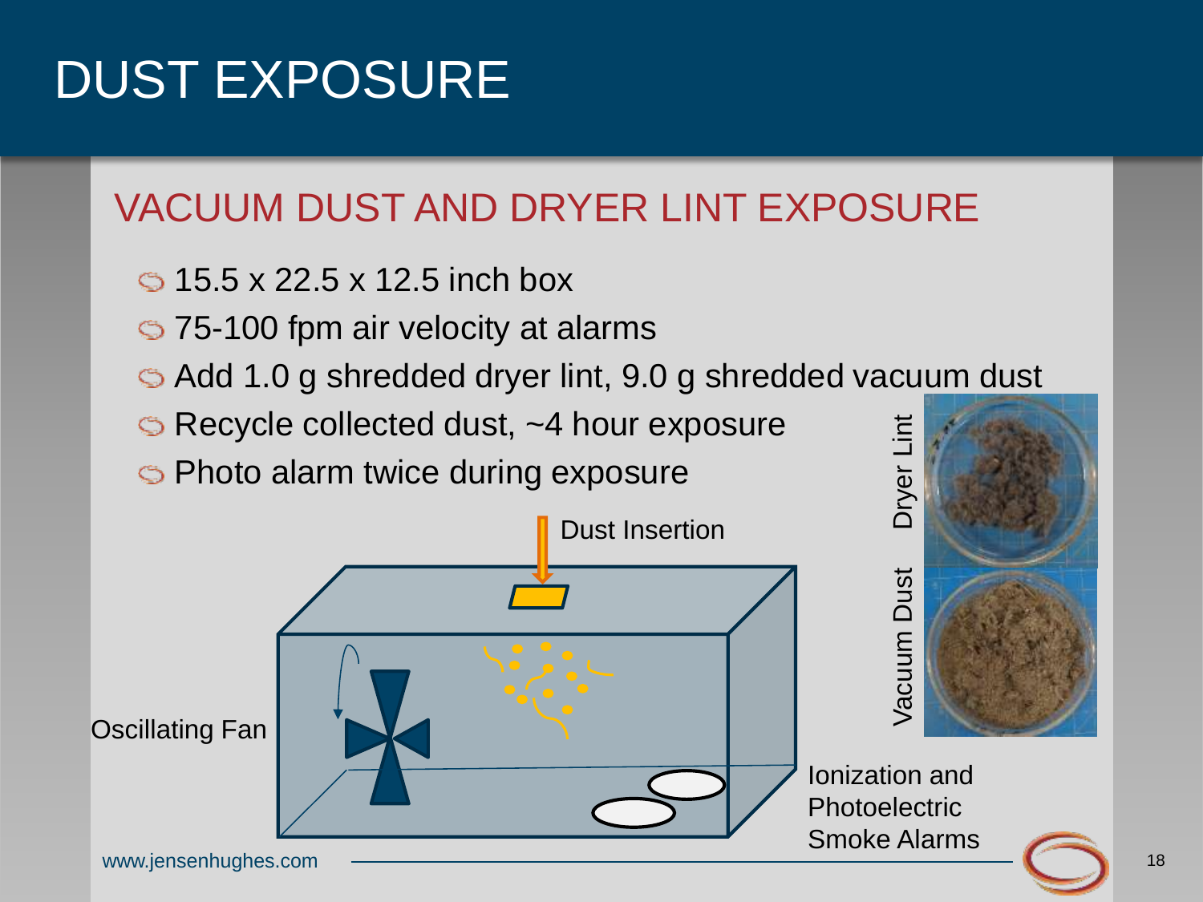# DUST EXPOSURE

## VACUUM DUST AND DRYER LINT EXPOSURE

- 15.5 x 22.5 x 12.5 inch box
- 75-100 fpm air velocity at alarms
- Add 1.0 g shredded dryer lint, 9.0 g shredded vacuum dust
- Recycle collected dust, ~4 hour exposure
- Photo alarm twice during exposure

Dust Insertion

Oscillating Fan

Ionization and Photoelectric Smoke Alarms

Dryer Lint

Vacuum Dust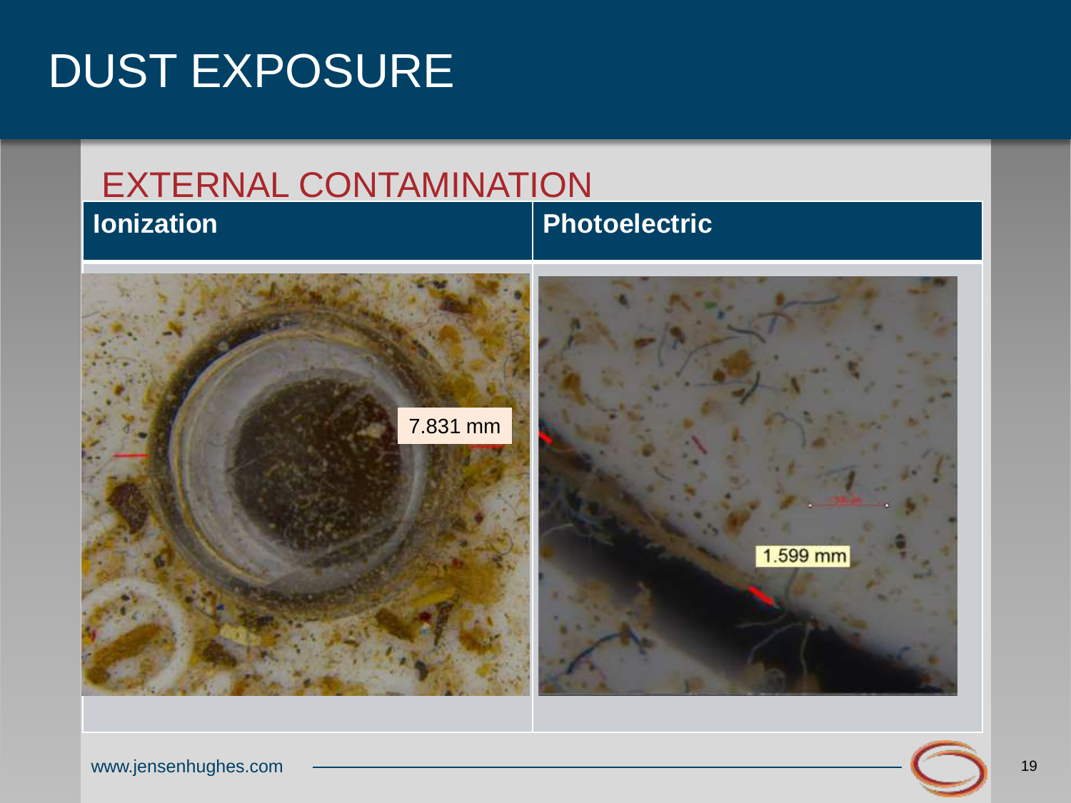# DUST EXPOSURE

## EXTERNAL CONTAMINATION

| Ionization | Photoelectric |
| --- | --- |
| 7.831 mm | 1.599 mm |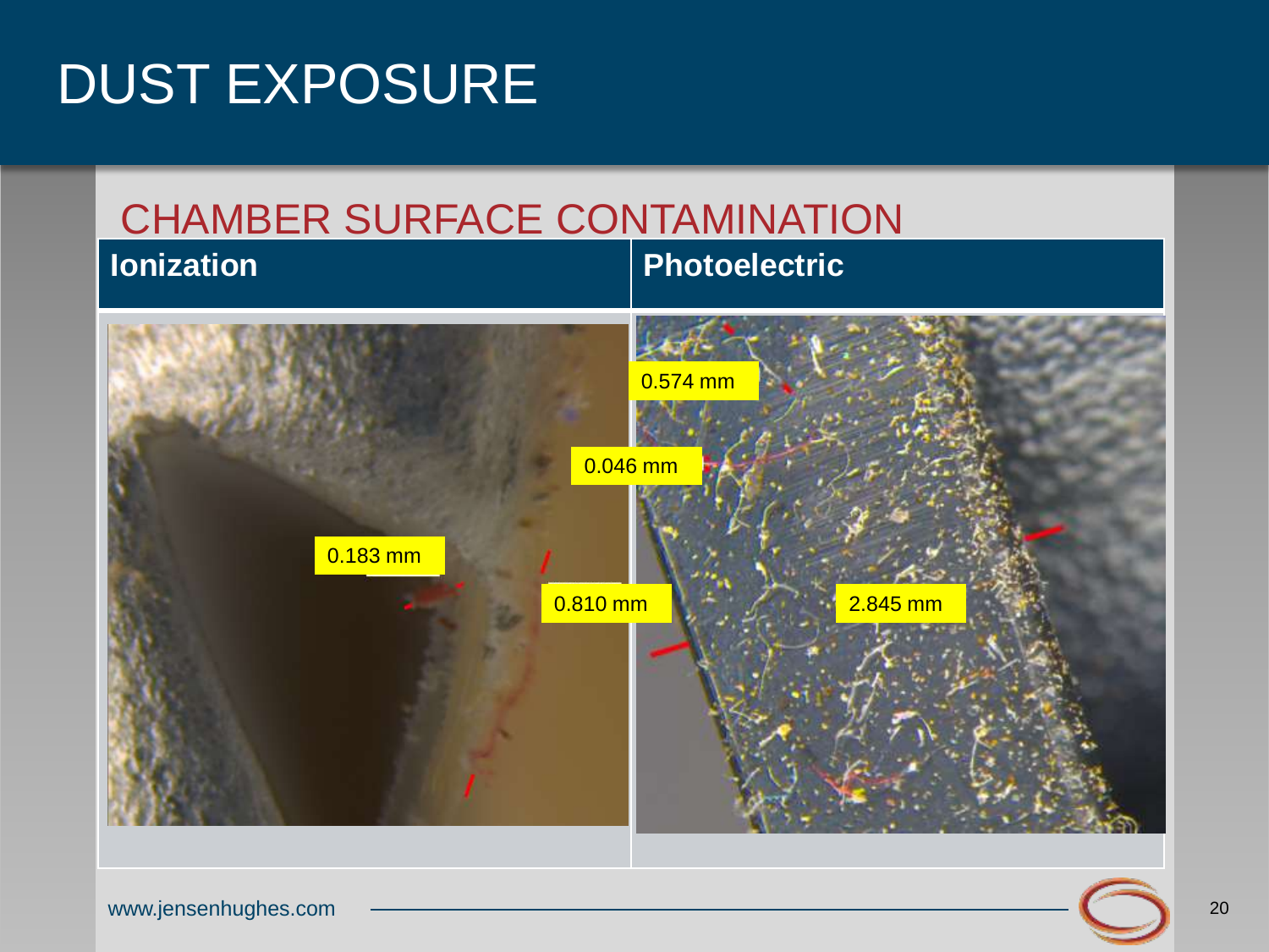# DUST EXPOSURE

## CHAMBER SURFACE CONTAMINATION

| Ionization | Photoelectric |
| --- | --- |
| 0.183 mm<br>0.810 mm | 0.574 mm<br>0.046 mm<br>2.845 mm |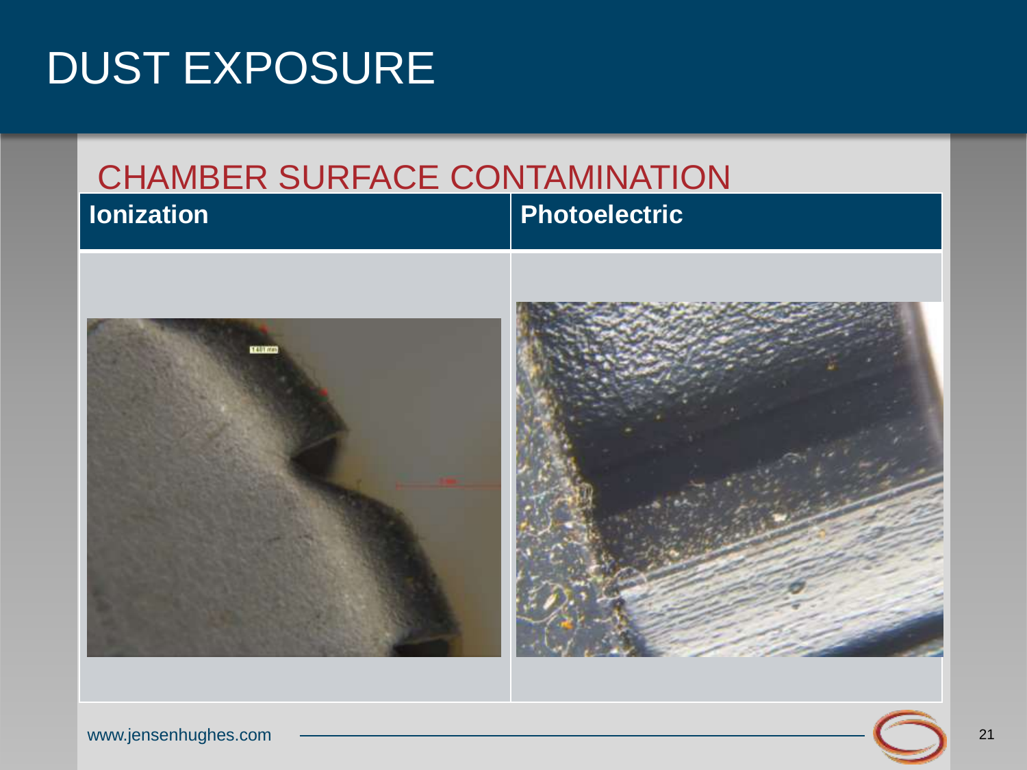# DUST EXPOSURE

## CHAMBER SURFACE CONTAMINATION

| Ionization | Photoelectric |
| --- | --- |
| | |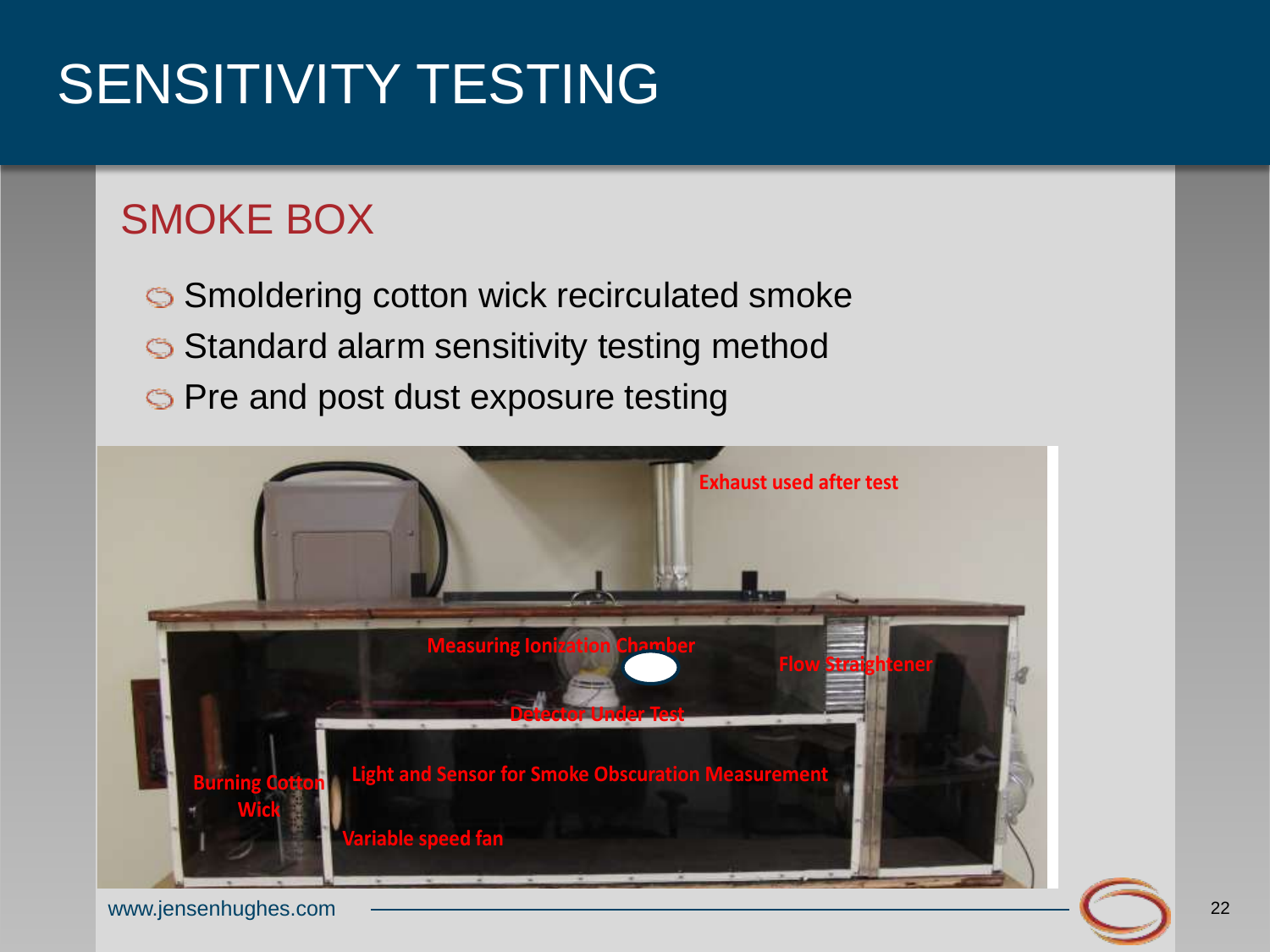# SENSITIVITY TESTING

## SMOKE BOX

- Smoldering cotton wick recirculated smoke
- Standard alarm sensitivity testing method
- Pre and post dust exposure testing

Exhaust used after test

Measuring Ionization Chamber

Flow Straightener

Detector Under Test

Burning Cotton Wick

Light and Sensor for Smoke Obscuration Measurement

Variable speed fan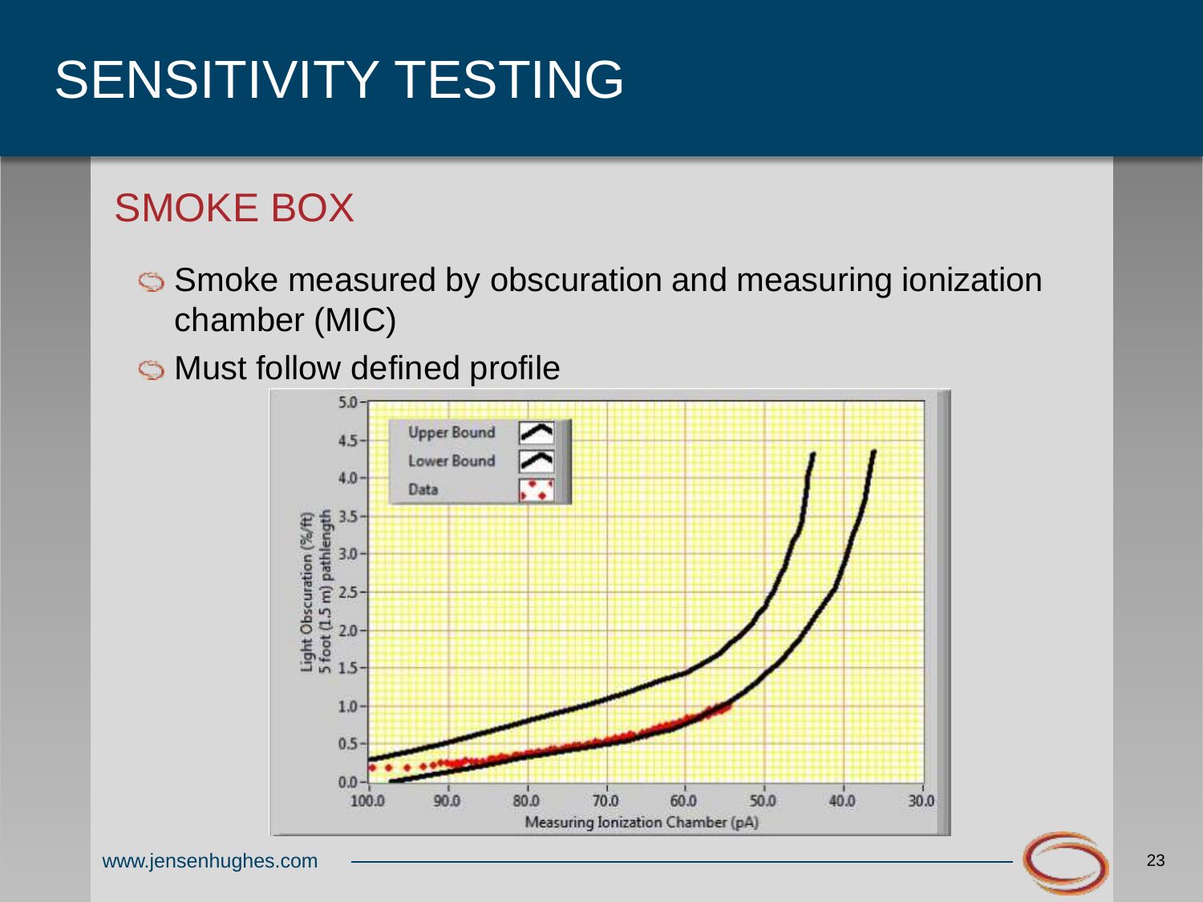# SENSITIVITY TESTING

## SMOKE BOX

- Smoke measured by obscuration and measuring ionization chamber (MIC)
- Must follow defined profile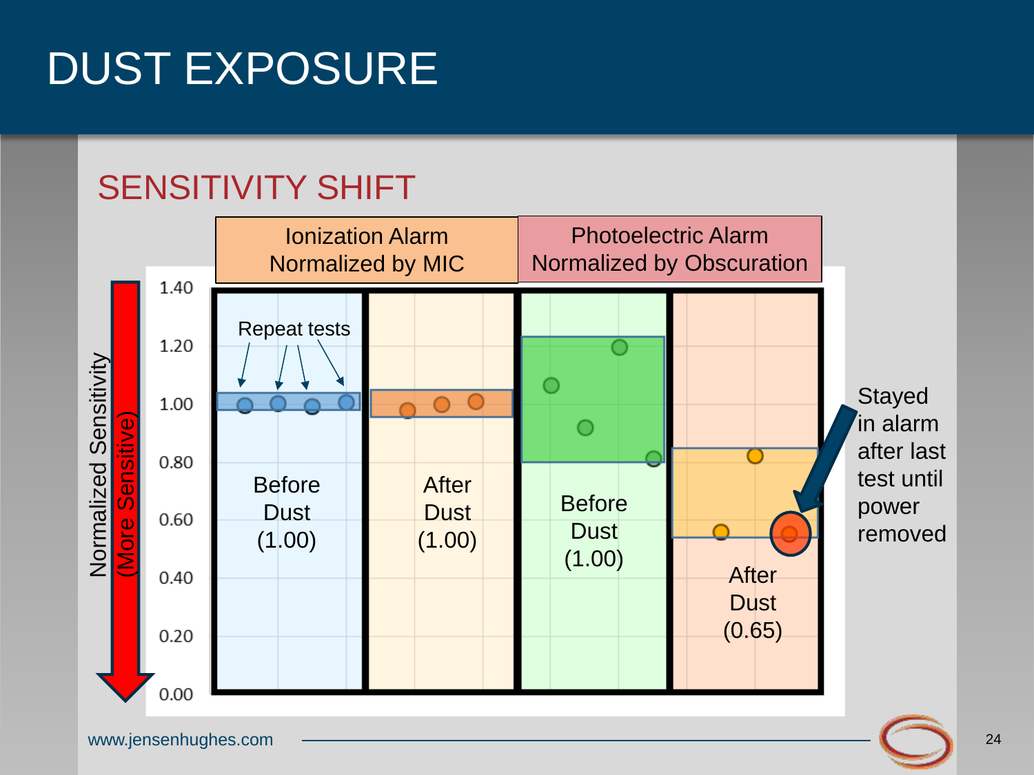# DUST EXPOSURE

## SENSITIVITY SHIFT

| Ionization Alarm Normalized by MIC | | Photoelectric Alarm Normalized by Obscuration | |
|---|---|---|---|
| Before Dust (1.00) | After Dust (1.00) | Before Dust (1.00) | After Dust (0.65) |

Repeat tests

Normalized Sensitivity (More Sensitive)

1.40
1.20
1.00
0.80
0.60
0.40
0.20
0.00

Stayed in alarm after last test until power removed

www.jensenhughes.com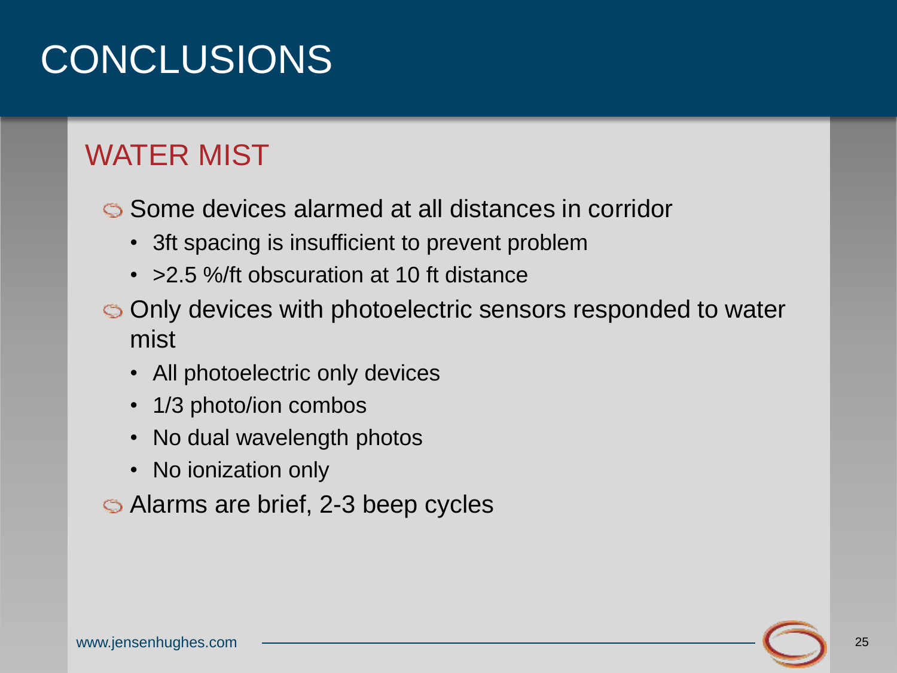# CONCLUSIONS

## WATER MIST

- Some devices alarmed at all distances in corridor
  - 3ft spacing is insufficient to prevent problem
  - >2.5 %/ft obscuration at 10 ft distance
- Only devices with photoelectric sensors responded to water mist
  - All photoelectric only devices
  - 1/3 photo/ion combos
  - No dual wavelength photos
  - No ionization only
- Alarms are brief, 2-3 beep cycles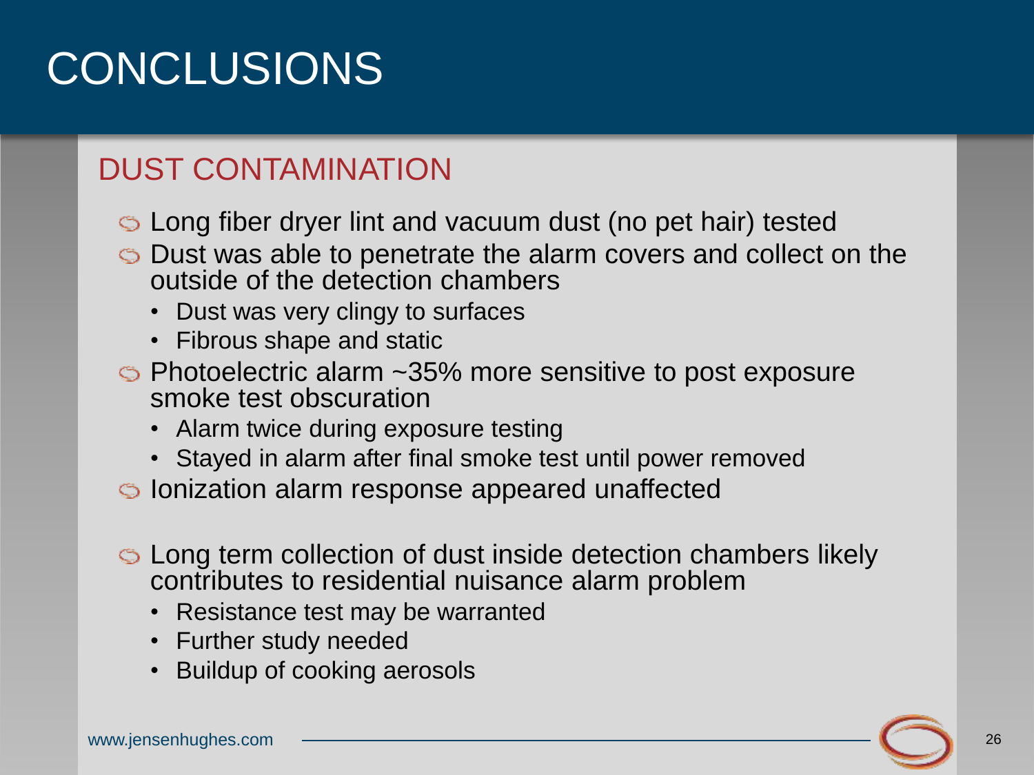# CONCLUSIONS

## DUST CONTAMINATION

- Long fiber dryer lint and vacuum dust (no pet hair) tested
- Dust was able to penetrate the alarm covers and collect on the outside of the detection chambers
  - Dust was very clingy to surfaces
  - Fibrous shape and static
- Photoelectric alarm ~35% more sensitive to post exposure smoke test obscuration
  - Alarm twice during exposure testing
  - Stayed in alarm after final smoke test until power removed
- Ionization alarm response appeared unaffected

- Long term collection of dust inside detection chambers likely contributes to residential nuisance alarm problem
  - Resistance test may be warranted
  - Further study needed
  - Buildup of cooking aerosols

www.jensenhughes.com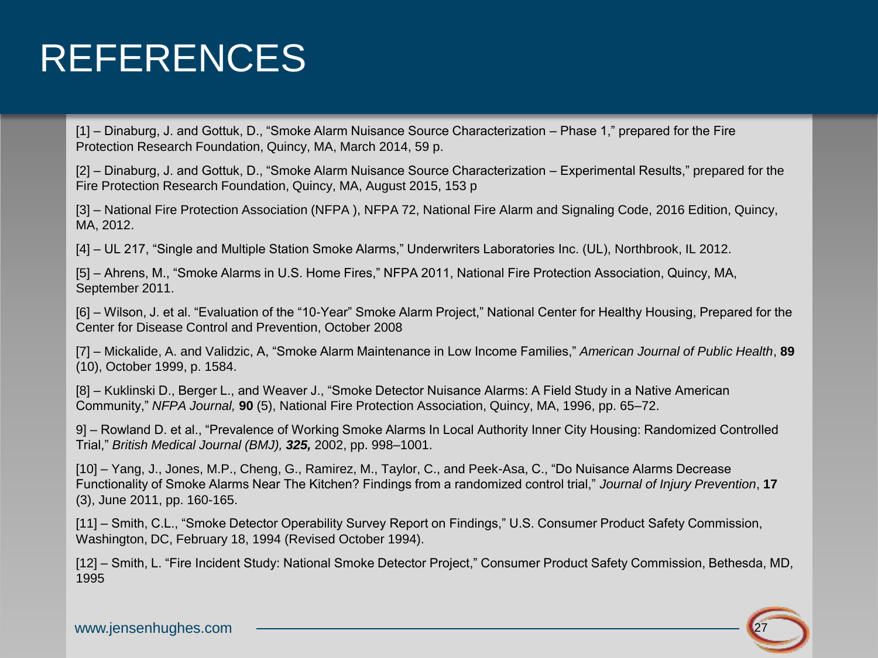# REFERENCES

[1] – Dinaburg, J. and Gottuk, D., "Smoke Alarm Nuisance Source Characterization – Phase 1," prepared for the Fire Protection Research Foundation, Quincy, MA, March 2014, 59 p.

[2] – Dinaburg, J. and Gottuk, D., "Smoke Alarm Nuisance Source Characterization – Experimental Results," prepared for the Fire Protection Research Foundation, Quincy, MA, August 2015, 153 p

[3] – National Fire Protection Association (NFPA ), NFPA 72, National Fire Alarm and Signaling Code, 2016 Edition, Quincy, MA, 2012.

[4] – UL 217, "Single and Multiple Station Smoke Alarms," Underwriters Laboratories Inc. (UL), Northbrook, IL 2012.

[5] – Ahrens, M., "Smoke Alarms in U.S. Home Fires," NFPA 2011, National Fire Protection Association, Quincy, MA, September 2011.

[6] – Wilson, J. et al. "Evaluation of the "10-Year" Smoke Alarm Project," National Center for Healthy Housing, Prepared for the Center for Disease Control and Prevention, October 2008

[7] – Mickalide, A. and Validzic, A, "Smoke Alarm Maintenance in Low Income Families," *American Journal of Public Health*, **89** (10), October 1999, p. 1584.

[8] – Kuklinski D., Berger L., and Weaver J., "Smoke Detector Nuisance Alarms: A Field Study in a Native American Community," *NFPA Journal,* **90** (5), National Fire Protection Association, Quincy, MA, 1996, pp. 65–72.

9] – Rowland D. et al., "Prevalence of Working Smoke Alarms In Local Authority Inner City Housing: Randomized Controlled Trial," *British Medical Journal (BMJ), **325,*** 2002, pp. 998–1001.

[10] – Yang, J., Jones, M.P., Cheng, G., Ramirez, M., Taylor, C., and Peek-Asa, C., "Do Nuisance Alarms Decrease Functionality of Smoke Alarms Near The Kitchen? Findings from a randomized control trial," *Journal of Injury Prevention*, **17** (3), June 2011, pp. 160-165.

[11] – Smith, C.L., "Smoke Detector Operability Survey Report on Findings," U.S. Consumer Product Safety Commission, Washington, DC, February 18, 1994 (Revised October 1994).

[12] – Smith, L. "Fire Incident Study: National Smoke Detector Project," Consumer Product Safety Commission, Bethesda, MD, 1995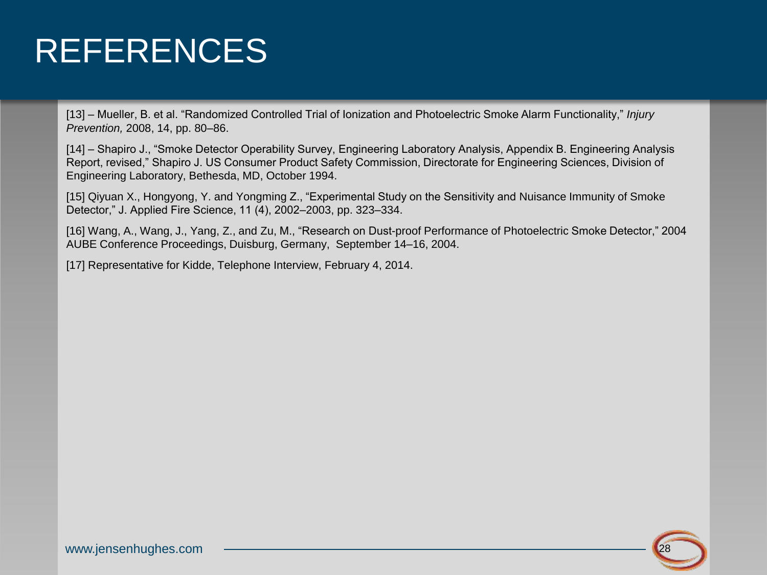# REFERENCES

[13] – Mueller, B. et al. "Randomized Controlled Trial of Ionization and Photoelectric Smoke Alarm Functionality," *Injury Prevention,* 2008, 14, pp. 80–86.

[14] – Shapiro J., "Smoke Detector Operability Survey, Engineering Laboratory Analysis, Appendix B. Engineering Analysis Report, revised," Shapiro J. US Consumer Product Safety Commission, Directorate for Engineering Sciences, Division of Engineering Laboratory, Bethesda, MD, October 1994.

[15] Qiyuan X., Hongyong, Y. and Yongming Z., "Experimental Study on the Sensitivity and Nuisance Immunity of Smoke Detector," J. Applied Fire Science, 11 (4), 2002–2003, pp. 323–334.

[16] Wang, A., Wang, J., Yang, Z., and Zu, M., "Research on Dust-proof Performance of Photoelectric Smoke Detector," 2004 AUBE Conference Proceedings, Duisburg, Germany, September 14–16, 2004.

[17] Representative for Kidde, Telephone Interview, February 4, 2014.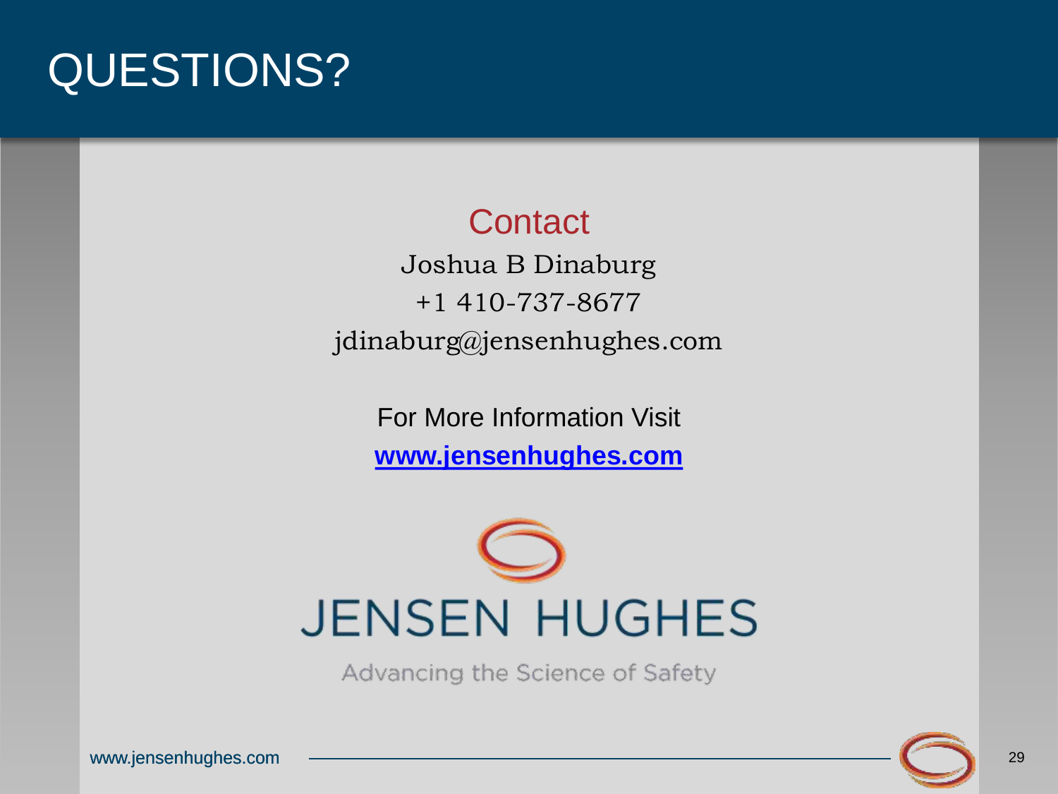# QUESTIONS?

## Contact

Joshua B Dinaburg

+1 410-737-8677

jdinaburg@jensenhughes.com

For More Information Visit

**www.jensenhughes.com**

JENSEN HUGHES

Advancing the Science of Safety